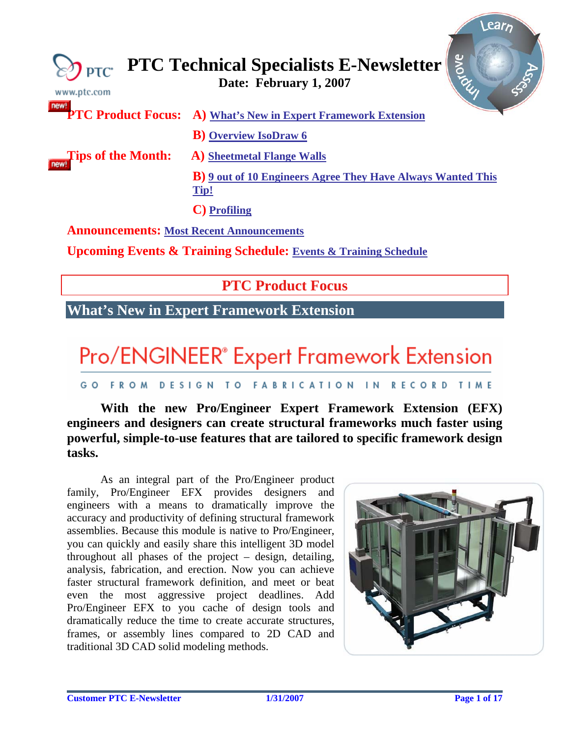# PTC Technical Specialists E-Newsletter

**Date: February 1, 2007**

www.ptc.com

**PTC Product Focus:** **A)** What's New in Expert Framework Extension

**B)** Overview IsoDraw 6

**Tips of the Month:** **A)** Sheetmetal Flange Walls

**B)** 9 out of 10 Engineers Agree They Have Always Wanted This Tip!

**C)** Profiling

**Announcements:** Most Recent Announcements

**Upcoming Events & Training Schedule:** Events & Training Schedule

## PTC Product Focus

## What's New in Expert Framework Extension

### Pro/ENGINEER® Expert Framework Extension

GO FROM DESIGN TO FABRICATION IN RECORD TIME

**With the new Pro/Engineer Expert Framework Extension (EFX) engineers and designers can create structural frameworks much faster using powerful, simple-to-use features that are tailored to specific framework design tasks.**

As an integral part of the Pro/Engineer product family, Pro/Engineer EFX provides designers and engineers with a means to dramatically improve the accuracy and productivity of defining structural framework assemblies. Because this module is native to Pro/Engineer, you can quickly and easily share this intelligent 3D model throughout all phases of the project – design, detailing, analysis, fabrication, and erection. Now you can achieve faster structural framework definition, and meet or beat even the most aggressive project deadlines. Add Pro/Engineer EFX to you cache of design tools and dramatically reduce the time to create accurate structures, frames, or assembly lines compared to 2D CAD and traditional 3D CAD solid modeling methods.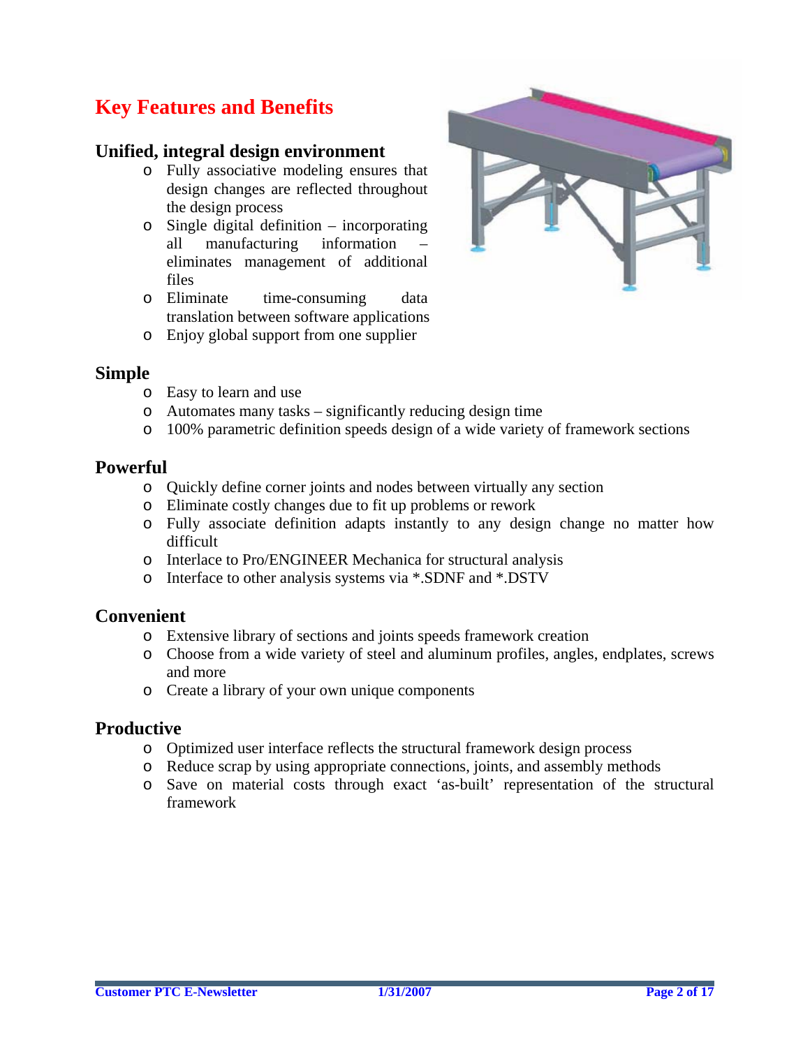# Key Features and Benefits

## Unified, integral design environment

- Fully associative modeling ensures that design changes are reflected throughout the design process
- Single digital definition – incorporating all manufacturing information – eliminates management of additional files
- Eliminate time-consuming data translation between software applications
- Enjoy global support from one supplier

## Simple

- Easy to learn and use
- Automates many tasks – significantly reducing design time
- 100% parametric definition speeds design of a wide variety of framework sections

## Powerful

- Quickly define corner joints and nodes between virtually any section
- Eliminate costly changes due to fit up problems or rework
- Fully associate definition adapts instantly to any design change no matter how difficult
- Interlace to Pro/ENGINEER Mechanica for structural analysis
- Interface to other analysis systems via *.SDNF and *.DSTV

## Convenient

- Extensive library of sections and joints speeds framework creation
- Choose from a wide variety of steel and aluminum profiles, angles, endplates, screws and more
- Create a library of your own unique components

## Productive

- Optimized user interface reflects the structural framework design process
- Reduce scrap by using appropriate connections, joints, and assembly methods
- Save on material costs through exact 'as-built' representation of the structural framework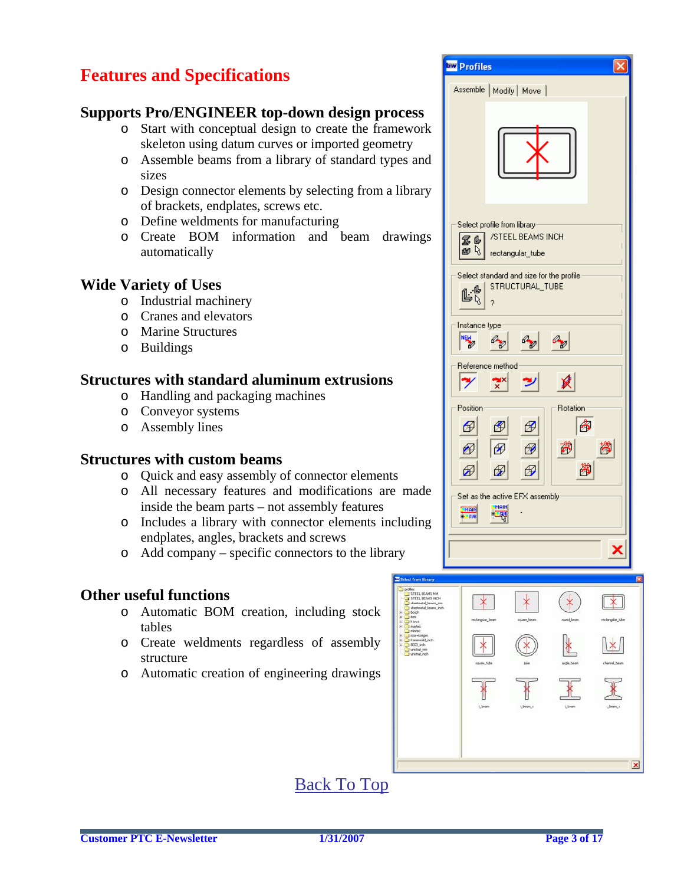# Features and Specifications

## Supports Pro/ENGINEER top-down design process

- Start with conceptual design to create the framework skeleton using datum curves or imported geometry
- Assemble beams from a library of standard types and sizes
- Design connector elements by selecting from a library of brackets, endplates, screws etc.
- Define weldments for manufacturing
- Create BOM information and beam drawings automatically

## Wide Variety of Uses

- Industrial machinery
- Cranes and elevators
- Marine Structures
- Buildings

## Structures with standard aluminum extrusions

- Handling and packaging machines
- Conveyor systems
- Assembly lines

## Structures with custom beams

- Quick and easy assembly of connector elements
- All necessary features and modifications are made inside the beam parts – not assembly features
- Includes a library with connector elements including endplates, angles, brackets and screws
- Add company – specific connectors to the library

## Other useful functions

- Automatic BOM creation, including stock tables
- Create weldments regardless of assembly structure
- Automatic creation of engineering drawings

Back To Top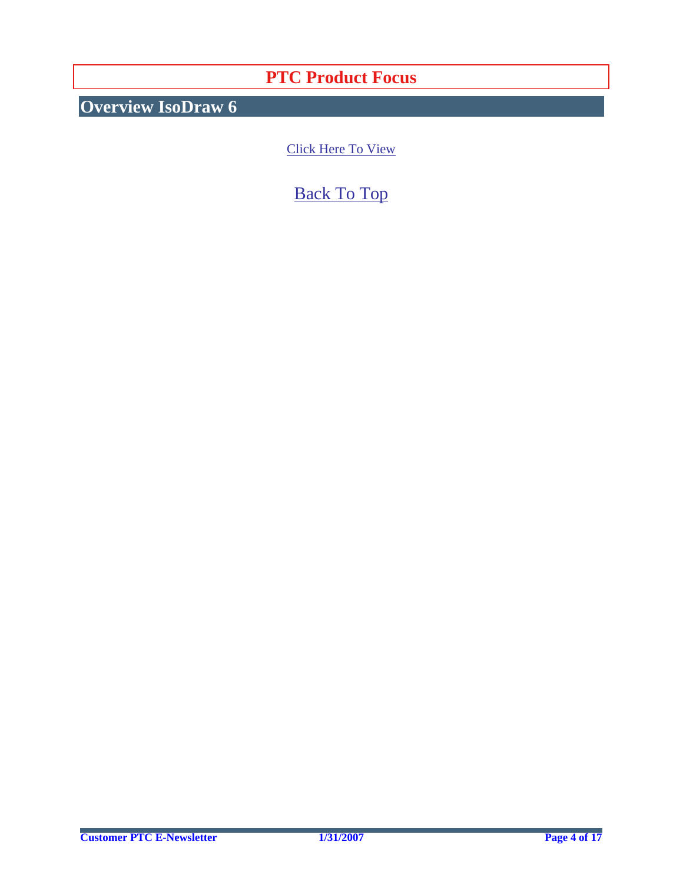# PTC Product Focus

## Overview IsoDraw 6

Click Here To View

Back To Top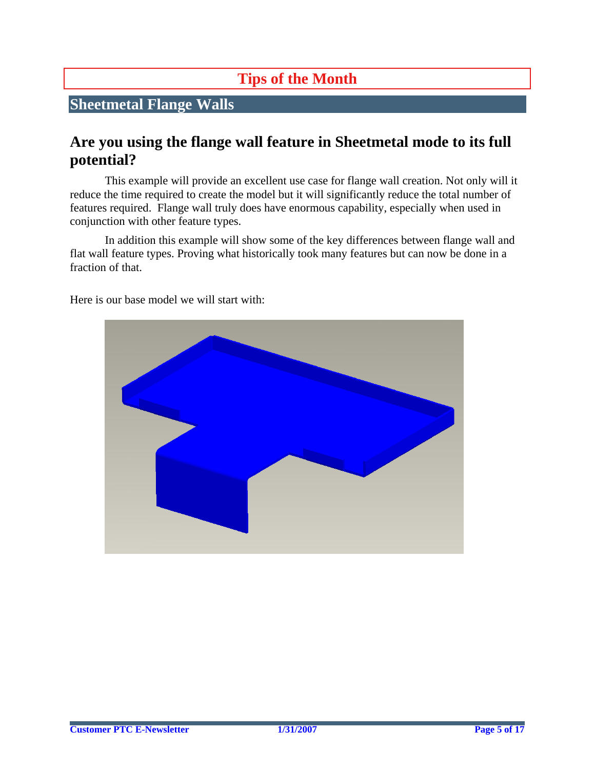# Tips of the Month

## Sheetmetal Flange Walls

### Are you using the flange wall feature in Sheetmetal mode to its full potential?

This example will provide an excellent use case for flange wall creation. Not only will it reduce the time required to create the model but it will significantly reduce the total number of features required.  Flange wall truly does have enormous capability, especially when used in conjunction with other feature types.

In addition this example will show some of the key differences between flange wall and flat wall feature types. Proving what historically took many features but can now be done in a fraction of that.

Here is our base model we will start with: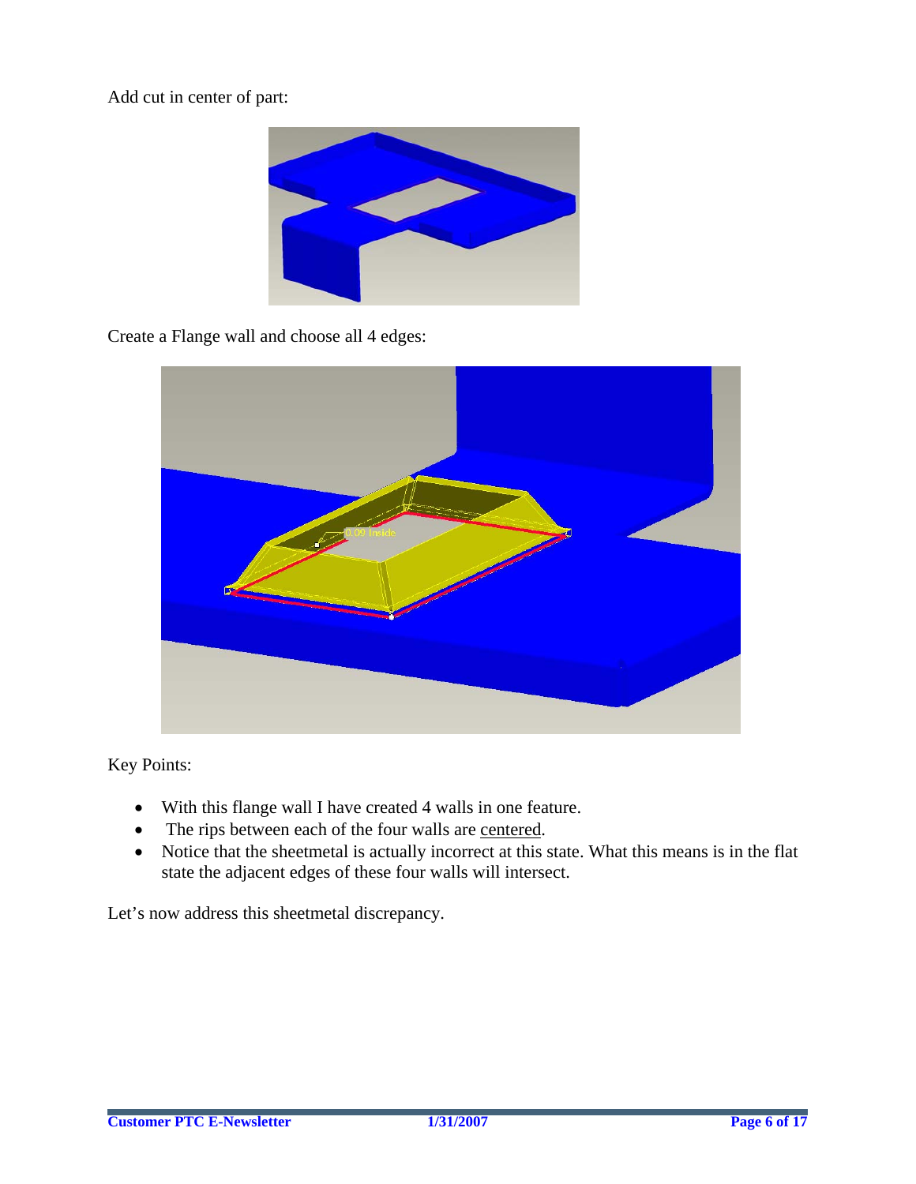Add cut in center of part:

Create a Flange wall and choose all 4 edges:

Key Points:

- With this flange wall I have created 4 walls in one feature.
- The rips between each of the four walls are centered.
- Notice that the sheetmetal is actually incorrect at this state. What this means is in the flat state the adjacent edges of these four walls will intersect.

Let's now address this sheetmetal discrepancy.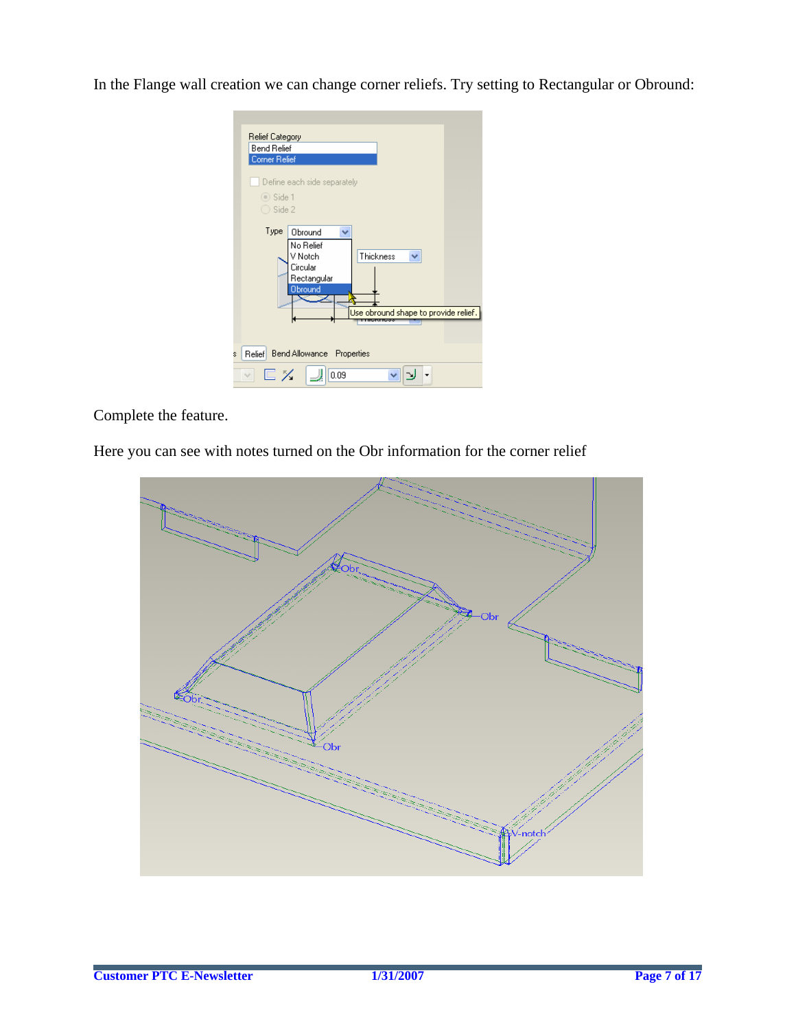In the Flange wall creation we can change corner reliefs. Try setting to Rectangular or Obround:

Complete the feature.

Here you can see with notes turned on the Obr information for the corner relief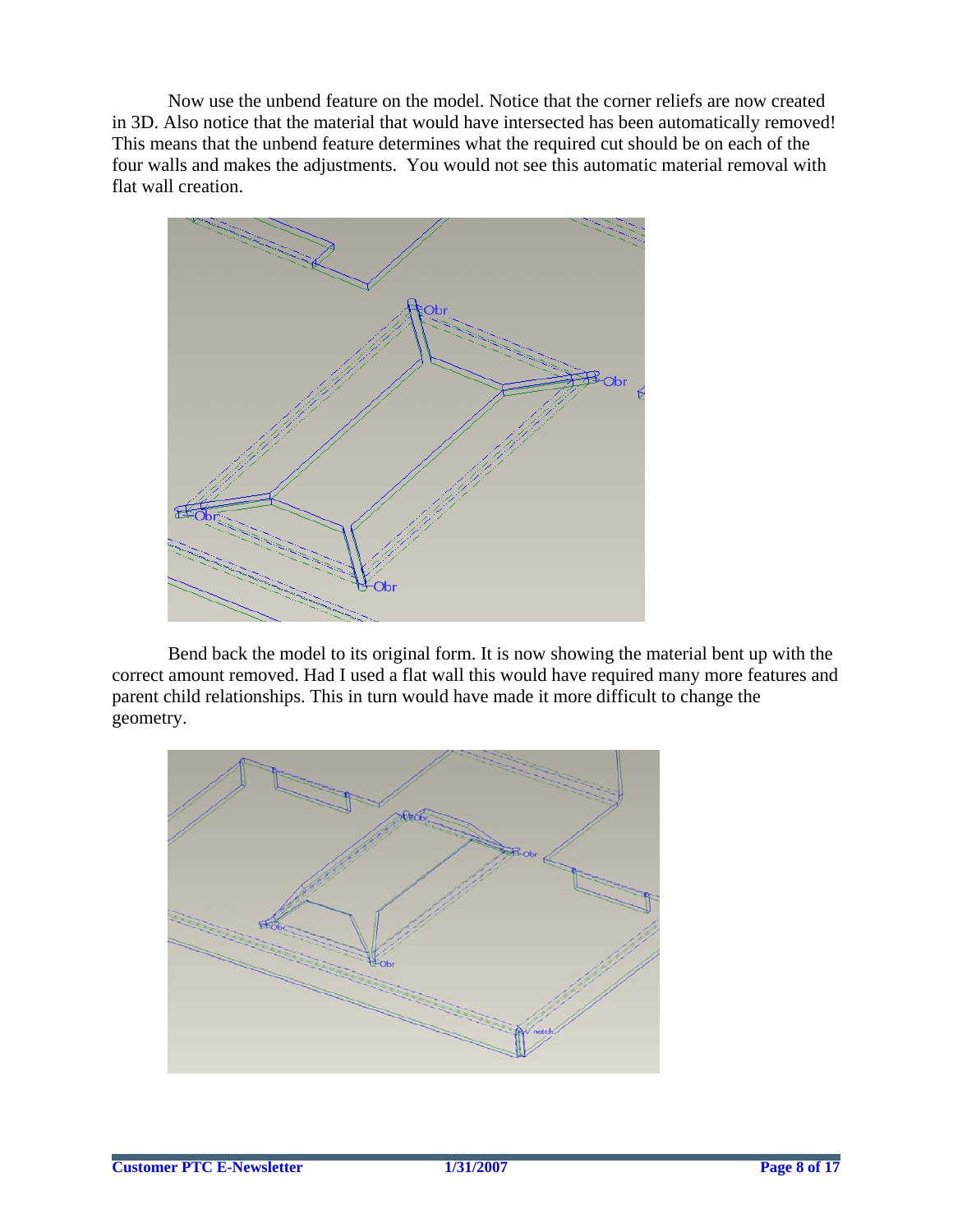Now use the unbend feature on the model. Notice that the corner reliefs are now created in 3D. Also notice that the material that would have intersected has been automatically removed! This means that the unbend feature determines what the required cut should be on each of the four walls and makes the adjustments. You would not see this automatic material removal with flat wall creation.

Bend back the model to its original form. It is now showing the material bent up with the correct amount removed. Had I used a flat wall this would have required many more features and parent child relationships. This in turn would have made it more difficult to change the geometry.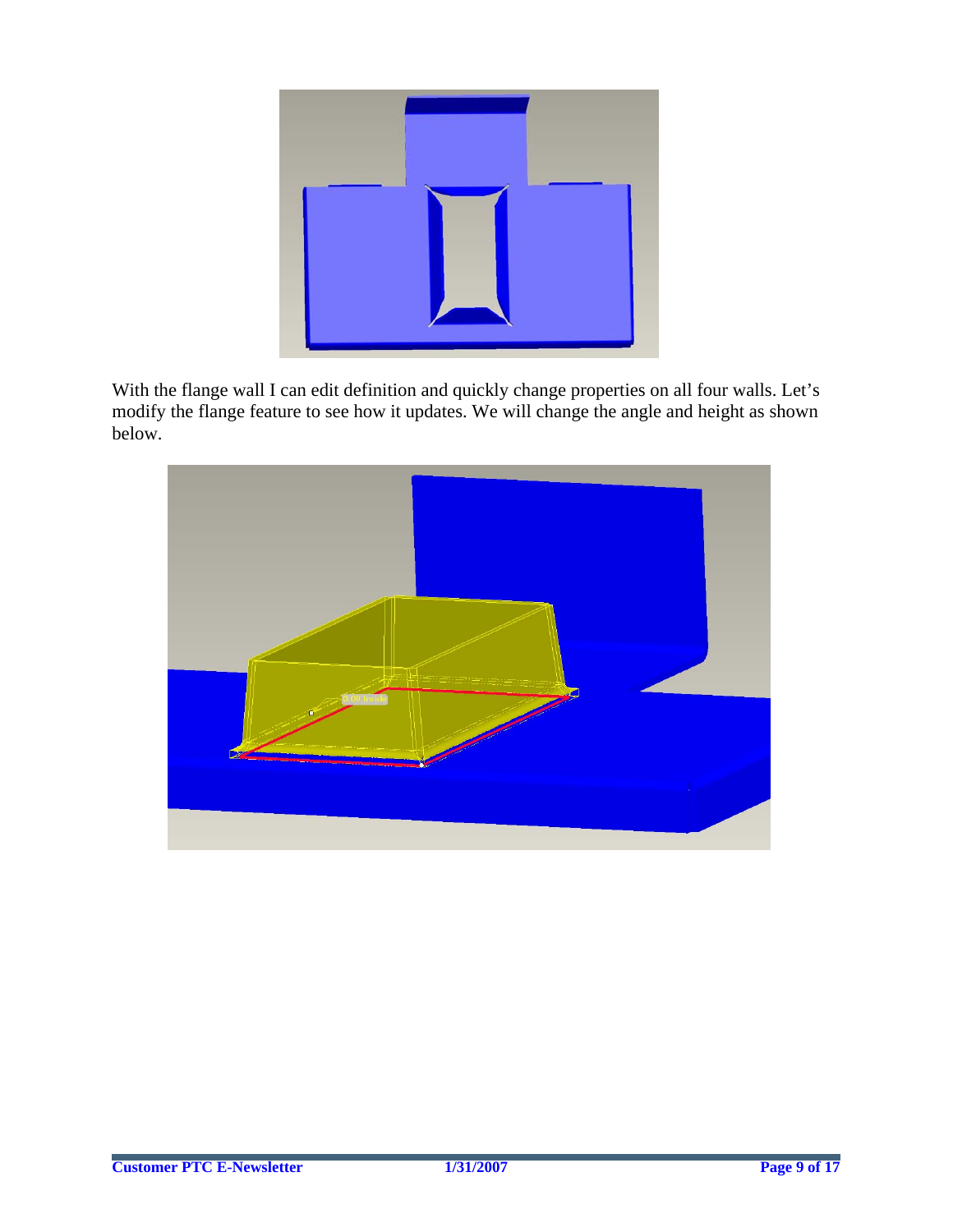With the flange wall I can edit definition and quickly change properties on all four walls. Let's modify the flange feature to see how it updates. We will change the angle and height as shown below.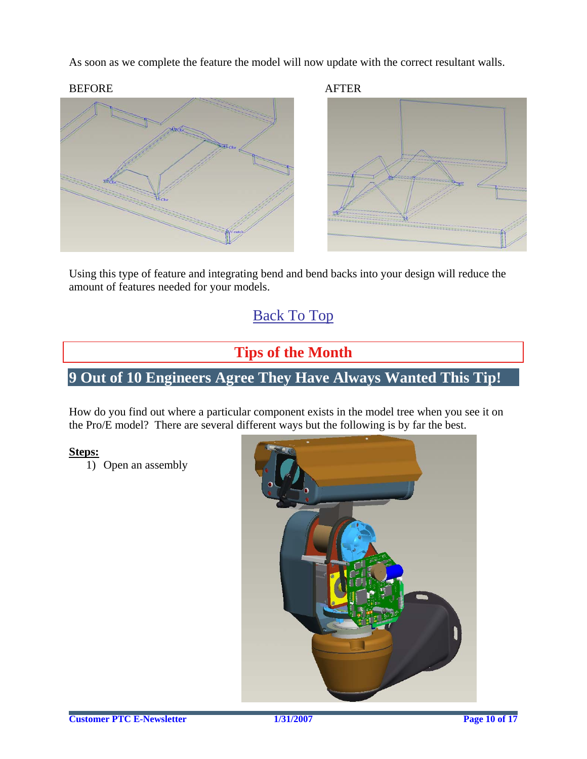As soon as we complete the feature the model will now update with the correct resultant walls.

BEFORE

AFTER

Using this type of feature and integrating bend and bend backs into your design will reduce the amount of features needed for your models.

Back To Top

# Tips of the Month

## 9 Out of 10 Engineers Agree They Have Always Wanted This Tip!

How do you find out where a particular component exists in the model tree when you see it on the Pro/E model? There are several different ways but the following is by far the best.

**Steps:**

1) Open an assembly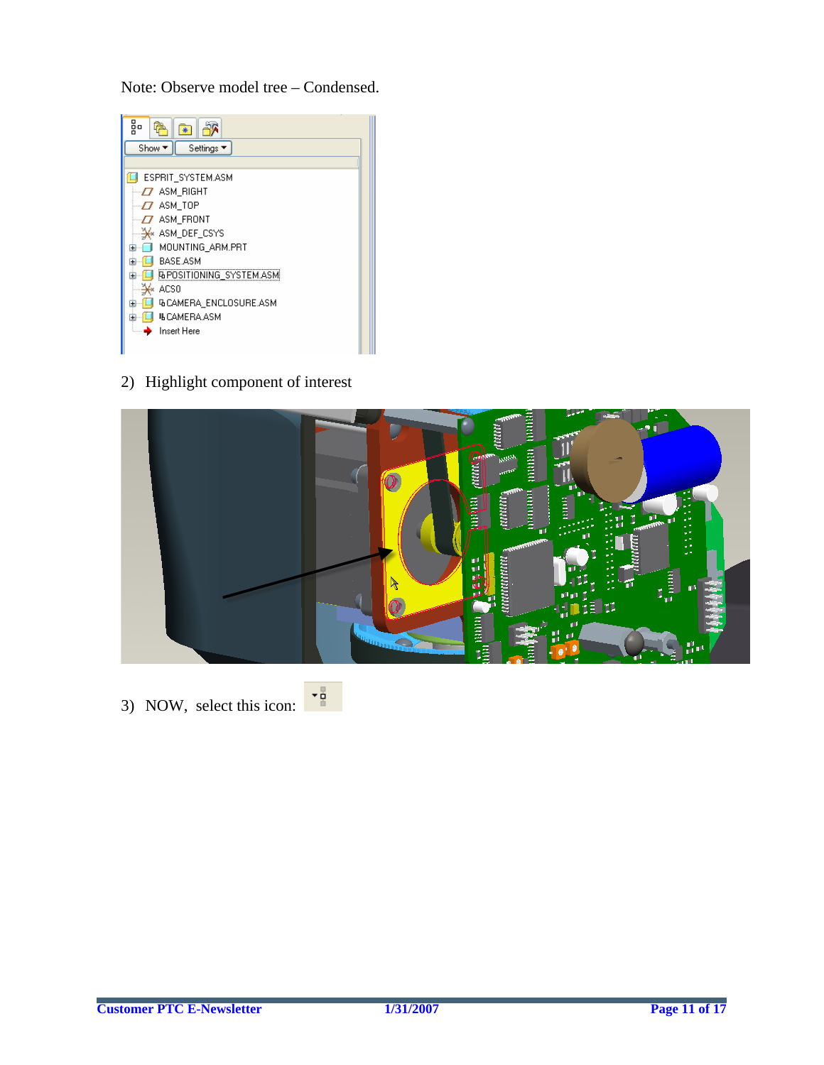Note: Observe model tree – Condensed.

2) Highlight component of interest

3) NOW, select this icon: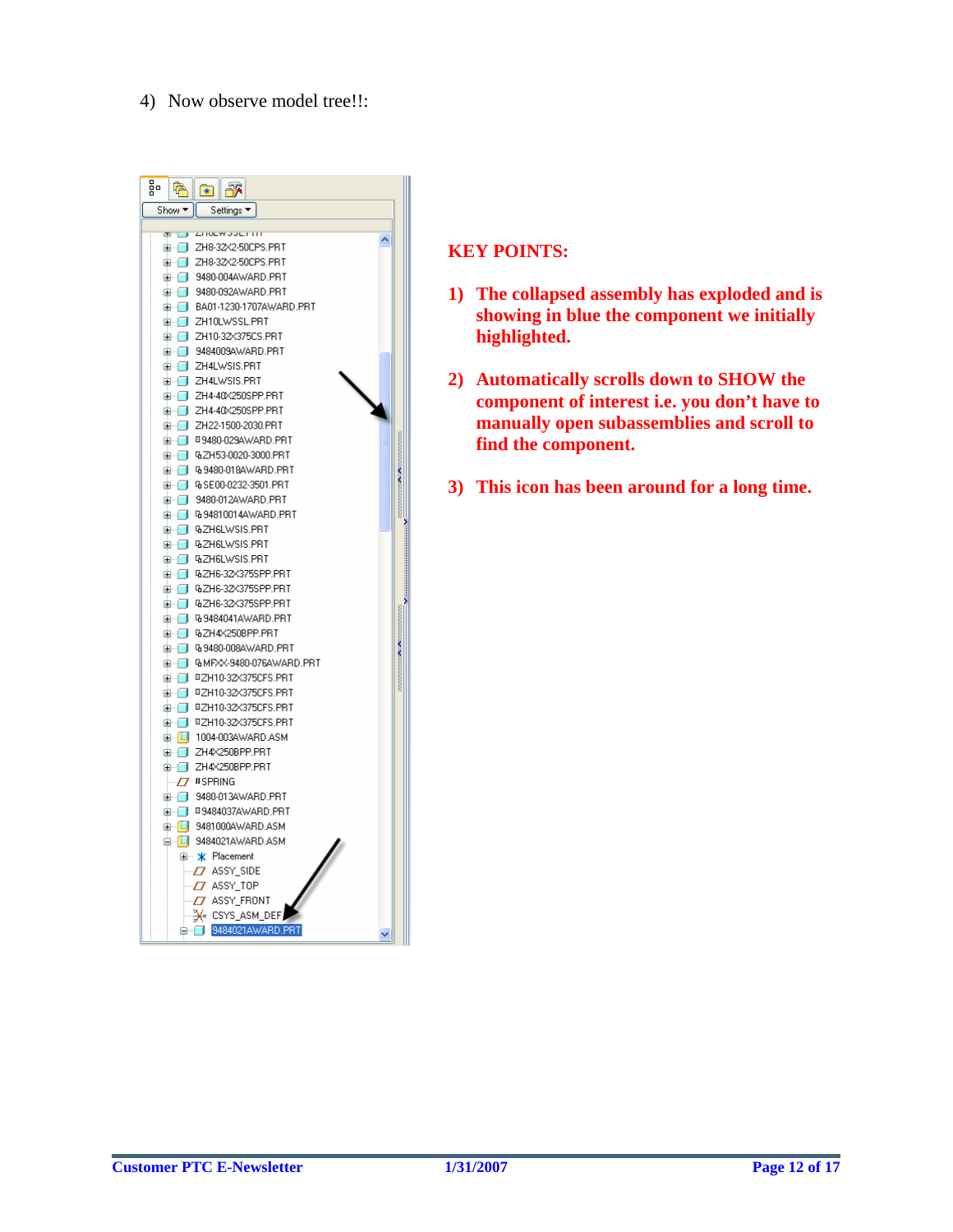4) Now observe model tree!!:

**KEY POINTS:**

1) **The collapsed assembly has exploded and is showing in blue the component we initially highlighted.**
2) **Automatically scrolls down to SHOW the component of interest i.e. you don't have to manually open subassemblies and scroll to find the component.**
3) **This icon has been around for a long time.**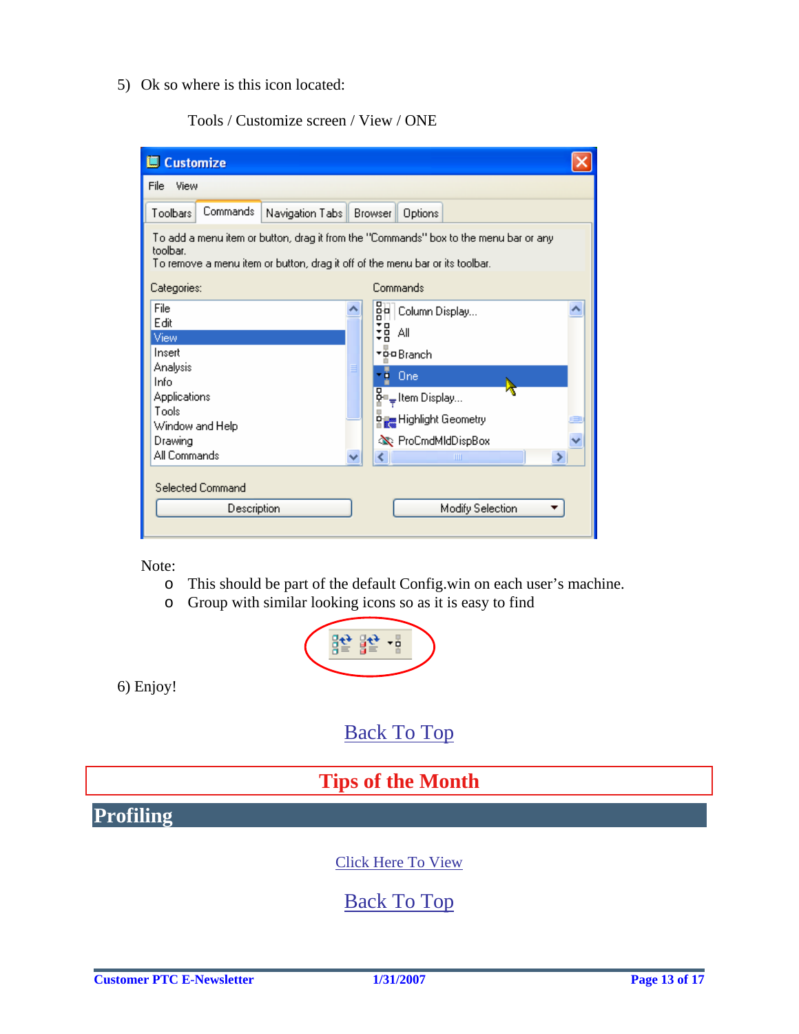5) Ok so where is this icon located:

Tools / Customize screen / View / ONE

Note:

- This should be part of the default Config.win on each user's machine.
- Group with similar looking icons so as it is easy to find

6) Enjoy!

Back To Top

## Tips of the Month

## Profiling

Click Here To View

Back To Top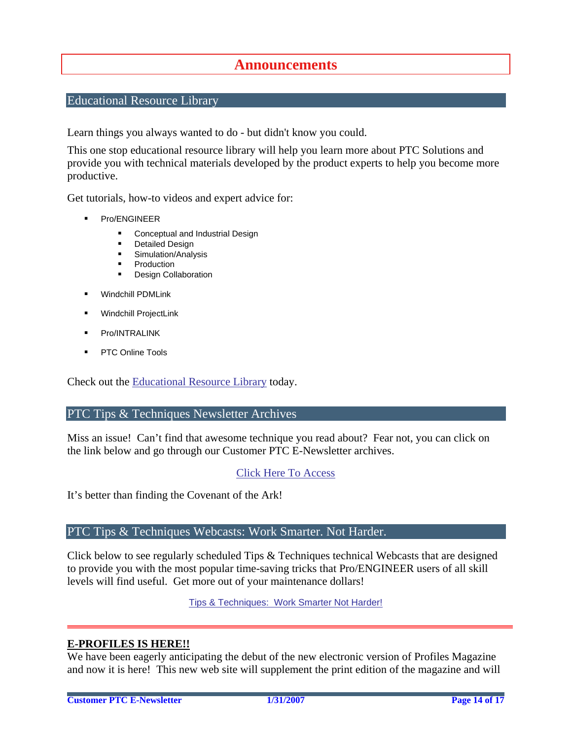# Announcements

## Educational Resource Library

Learn things you always wanted to do - but didn't know you could.

This one stop educational resource library will help you learn more about PTC Solutions and provide you with technical materials developed by the product experts to help you become more productive.

Get tutorials, how-to videos and expert advice for:

- Pro/ENGINEER
  - Conceptual and Industrial Design
  - Detailed Design
  - Simulation/Analysis
  - Production
  - Design Collaboration
- Windchill PDMLink
- Windchill ProjectLink
- Pro/INTRALINK
- PTC Online Tools

Check out the Educational Resource Library today.

## PTC Tips & Techniques Newsletter Archives

Miss an issue! Can't find that awesome technique you read about? Fear not, you can click on the link below and go through our Customer PTC E-Newsletter archives.

Click Here To Access

It's better than finding the Covenant of the Ark!

## PTC Tips & Techniques Webcasts: Work Smarter. Not Harder.

Click below to see regularly scheduled Tips & Techniques technical Webcasts that are designed to provide you with the most popular time-saving tricks that Pro/ENGINEER users of all skill levels will find useful. Get more out of your maintenance dollars!

Tips & Techniques: Work Smarter Not Harder!

---

**E-PROFILES IS HERE!!**

We have been eagerly anticipating the debut of the new electronic version of Profiles Magazine and now it is here! This new web site will supplement the print edition of the magazine and will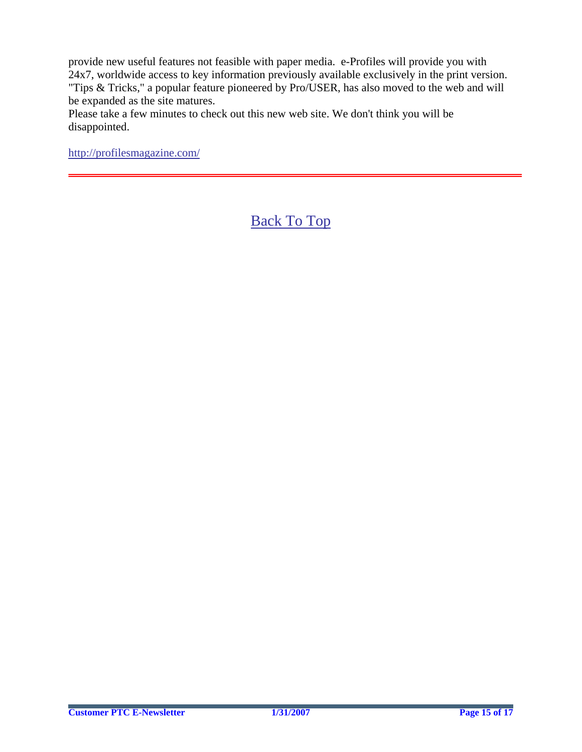provide new useful features not feasible with paper media.  e-Profiles will provide you with 24x7, worldwide access to key information previously available exclusively in the print version. "Tips & Tricks," a popular feature pioneered by Pro/USER, has also moved to the web and will be expanded as the site matures.
Please take a few minutes to check out this new web site. We don't think you will be disappointed.

http://profilesmagazine.com/

---

Back To Top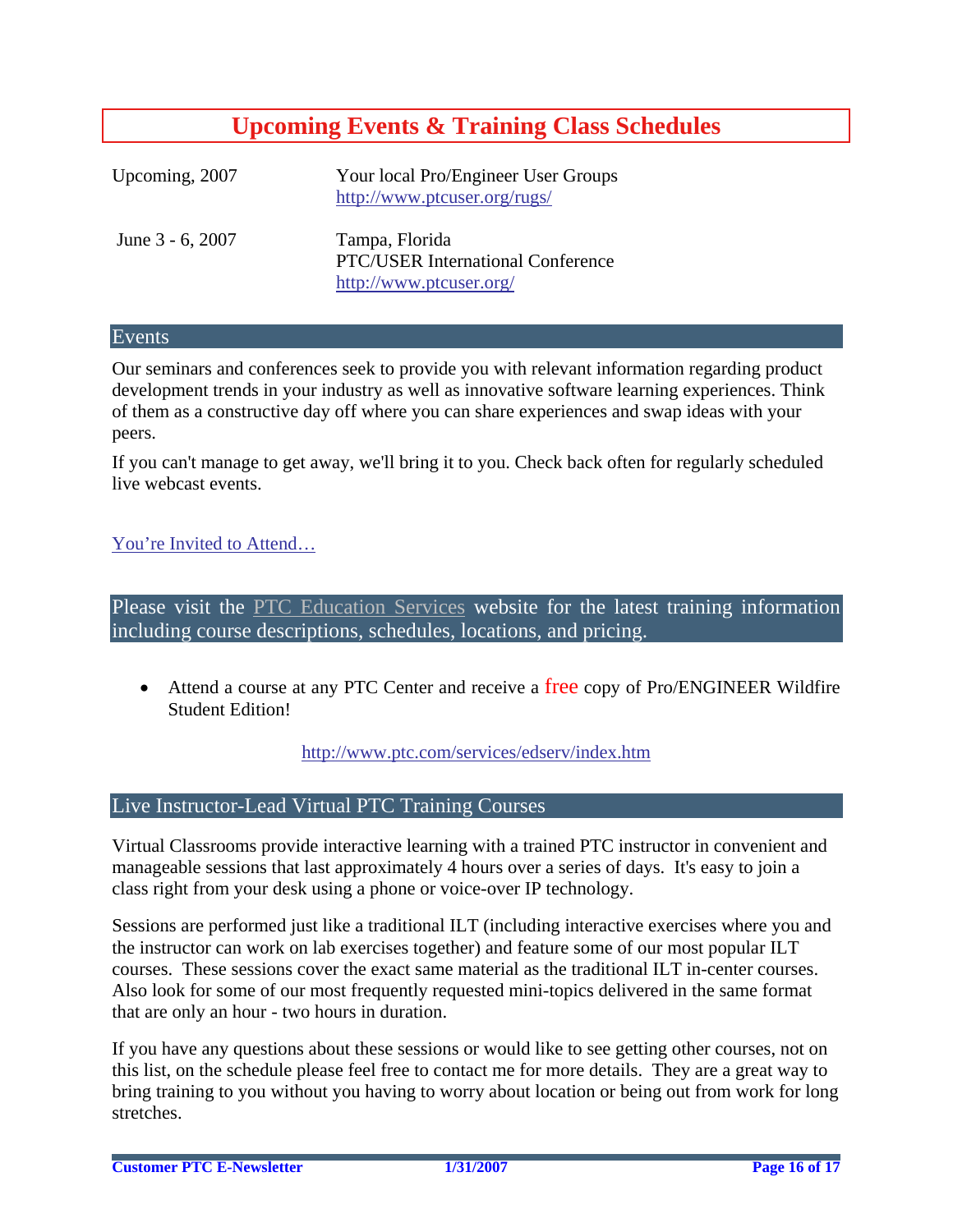# Upcoming Events & Training Class Schedules

| | |
|---|---|
| Upcoming, 2007 | Your local Pro/Engineer User Groups<br>http://www.ptcuser.org/rugs/ |
| June 3 - 6, 2007 | Tampa, Florida<br>PTC/USER International Conference<br>http://www.ptcuser.org/ |

## Events

Our seminars and conferences seek to provide you with relevant information regarding product development trends in your industry as well as innovative software learning experiences. Think of them as a constructive day off where you can share experiences and swap ideas with your peers.

If you can't manage to get away, we'll bring it to you. Check back often for regularly scheduled live webcast events.

You're Invited to Attend…

## Please visit the PTC Education Services website for the latest training information including course descriptions, schedules, locations, and pricing.

- Attend a course at any PTC Center and receive a free copy of Pro/ENGINEER Wildfire Student Edition!

http://www.ptc.com/services/edserv/index.htm

## Live Instructor-Lead Virtual PTC Training Courses

Virtual Classrooms provide interactive learning with a trained PTC instructor in convenient and manageable sessions that last approximately 4 hours over a series of days. It's easy to join a class right from your desk using a phone or voice-over IP technology.

Sessions are performed just like a traditional ILT (including interactive exercises where you and the instructor can work on lab exercises together) and feature some of our most popular ILT courses. These sessions cover the exact same material as the traditional ILT in-center courses. Also look for some of our most frequently requested mini-topics delivered in the same format that are only an hour - two hours in duration.

If you have any questions about these sessions or would like to see getting other courses, not on this list, on the schedule please feel free to contact me for more details. They are a great way to bring training to you without you having to worry about location or being out from work for long stretches.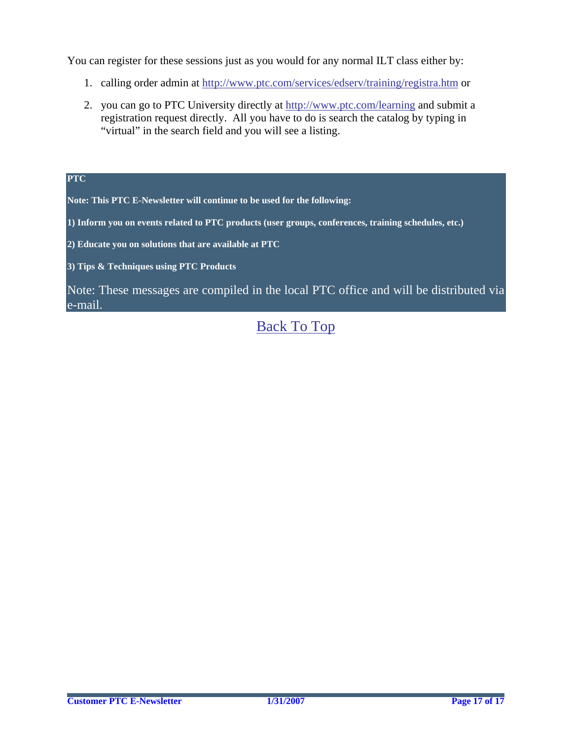You can register for these sessions just as you would for any normal ILT class either by:

1. calling order admin at [http://www.ptc.com/services/edserv/training/registra.htm](http://www.ptc.com/services/edserv/training/registra.htm) or
2. you can go to PTC University directly at [http://www.ptc.com/learning](http://www.ptc.com/learning) and submit a registration request directly. All you have to do is search the catalog by typing in "virtual" in the search field and you will see a listing.

**PTC**

**Note: This PTC E-Newsletter will continue to be used for the following:**

**1) Inform you on events related to PTC products (user groups, conferences, training schedules, etc.)**

**2) Educate you on solutions that are available at PTC**

**3) Tips & Techniques using PTC Products**

Note: These messages are compiled in the local PTC office and will be distributed via e-mail.

Back To Top